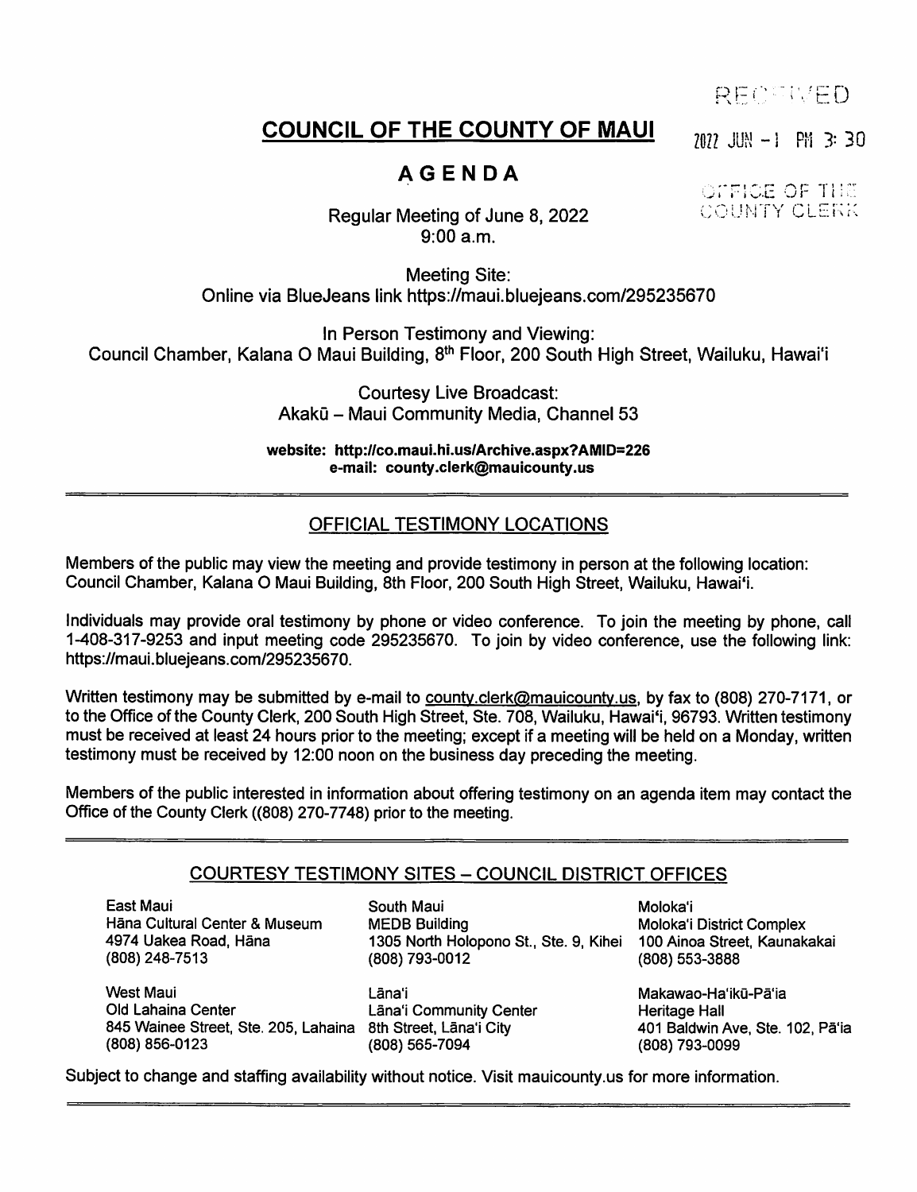RECEIVED

2022 JUN -1 PM 3:30

OFFICE OF THE COUNTY CLERK

# COUNCIL OF THE COUNTY OF MAUI

## AGENDA

Regular Meeting of June 8, 2022
9:00 a.m.

Meeting Site:
Online via BlueJeans link https://maui.bluejeans.com/295235670

In Person Testimony and Viewing:
Council Chamber, Kalana O Maui Building, 8th Floor, 200 South High Street, Wailuku, Hawai'i

Courtesy Live Broadcast:
Akakū – Maui Community Media, Channel 53

**website: http://co.maui.hi.us/Archive.aspx?AMID=226**
**e-mail: county.clerk@mauicounty.us**

---

### OFFICIAL TESTIMONY LOCATIONS

Members of the public may view the meeting and provide testimony in person at the following location: Council Chamber, Kalana O Maui Building, 8th Floor, 200 South High Street, Wailuku, Hawai'i.

Individuals may provide oral testimony by phone or video conference. To join the meeting by phone, call 1-408-317-9253 and input meeting code 295235670. To join by video conference, use the following link: https://maui.bluejeans.com/295235670.

Written testimony may be submitted by e-mail to county.clerk@mauicounty.us, by fax to (808) 270-7171, or to the Office of the County Clerk, 200 South High Street, Ste. 708, Wailuku, Hawai'i, 96793. Written testimony must be received at least 24 hours prior to the meeting; except if a meeting will be held on a Monday, written testimony must be received by 12:00 noon on the business day preceding the meeting.

Members of the public interested in information about offering testimony on an agenda item may contact the Office of the County Clerk ((808) 270-7748) prior to the meeting.

---

### COURTESY TESTIMONY SITES – COUNCIL DISTRICT OFFICES

East Maui
Hāna Cultural Center & Museum
4974 Uakea Road, Hāna
(808) 248-7513

South Maui
MEDB Building
1305 North Holopono St., Ste. 9, Kihei
(808) 793-0012

Moloka'i
Moloka'i District Complex
100 Ainoa Street, Kaunakakai
(808) 553-3888

West Maui
Old Lahaina Center
845 Wainee Street, Ste. 205, Lahaina
(808) 856-0123

Lāna'i
Lāna'i Community Center
8th Street, Lāna'i City
(808) 565-7094

Makawao-Ha'ikū-Pā'ia
Heritage Hall
401 Baldwin Ave, Ste. 102, Pā'ia
(808) 793-0099

Subject to change and staffing availability without notice. Visit mauicounty.us for more information.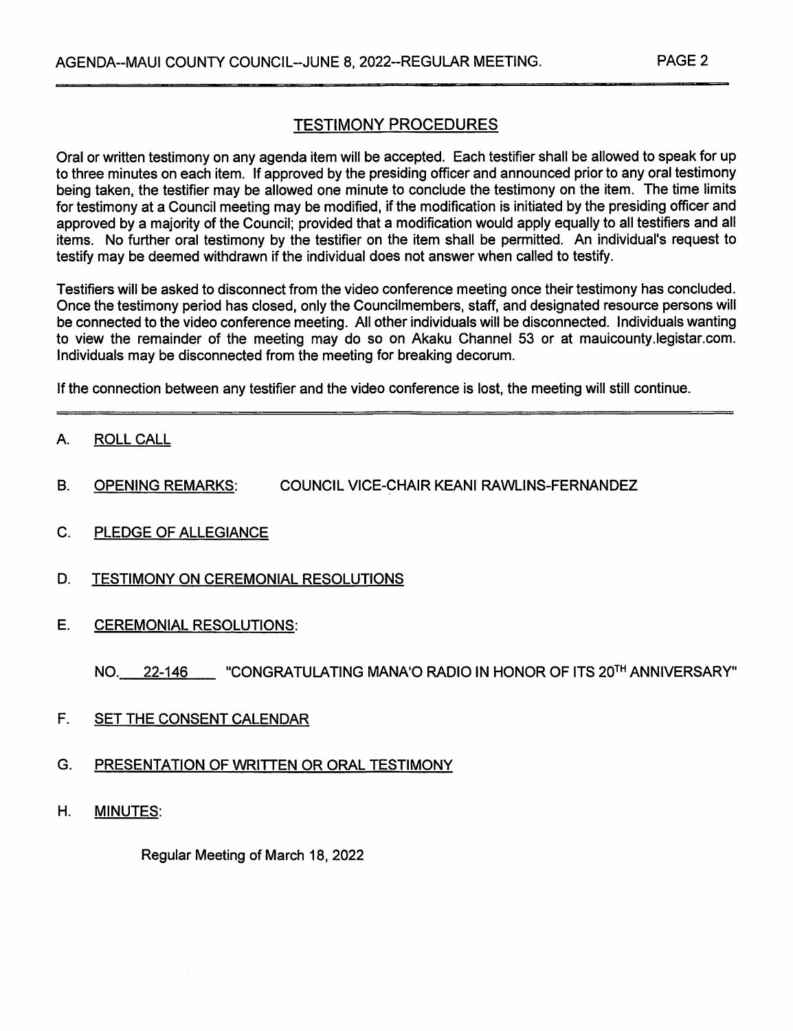## TESTIMONY PROCEDURES

Oral or written testimony on any agenda item will be accepted. Each testifier shall be allowed to speak for up to three minutes on each item. If approved by the presiding officer and announced prior to any oral testimony being taken, the testifier may be allowed one minute to conclude the testimony on the item. The time limits for testimony at a Council meeting may be modified, if the modification is initiated by the presiding officer and approved by a majority of the Council; provided that a modification would apply equally to all testifiers and all items. No further oral testimony by the testifier on the item shall be permitted. An individual's request to testify may be deemed withdrawn if the individual does not answer when called to testify.

Testifiers will be asked to disconnect from the video conference meeting once their testimony has concluded. Once the testimony period has closed, only the Councilmembers, staff, and designated resource persons will be connected to the video conference meeting. All other individuals will be disconnected. Individuals wanting to view the remainder of the meeting may do so on Akaku Channel 53 or at mauicounty.legistar.com. Individuals may be disconnected from the meeting for breaking decorum.

If the connection between any testifier and the video conference is lost, the meeting will still continue.

---

A. ROLL CALL

B. OPENING REMARKS: COUNCIL VICE-CHAIR KEANI RAWLINS-FERNANDEZ

C. PLEDGE OF ALLEGIANCE

D. TESTIMONY ON CEREMONIAL RESOLUTIONS

E. CEREMONIAL RESOLUTIONS:

NO. 22-146 "CONGRATULATING MANA'O RADIO IN HONOR OF ITS 20TH ANNIVERSARY"

F. SET THE CONSENT CALENDAR

G. PRESENTATION OF WRITTEN OR ORAL TESTIMONY

H. MINUTES:

Regular Meeting of March 18, 2022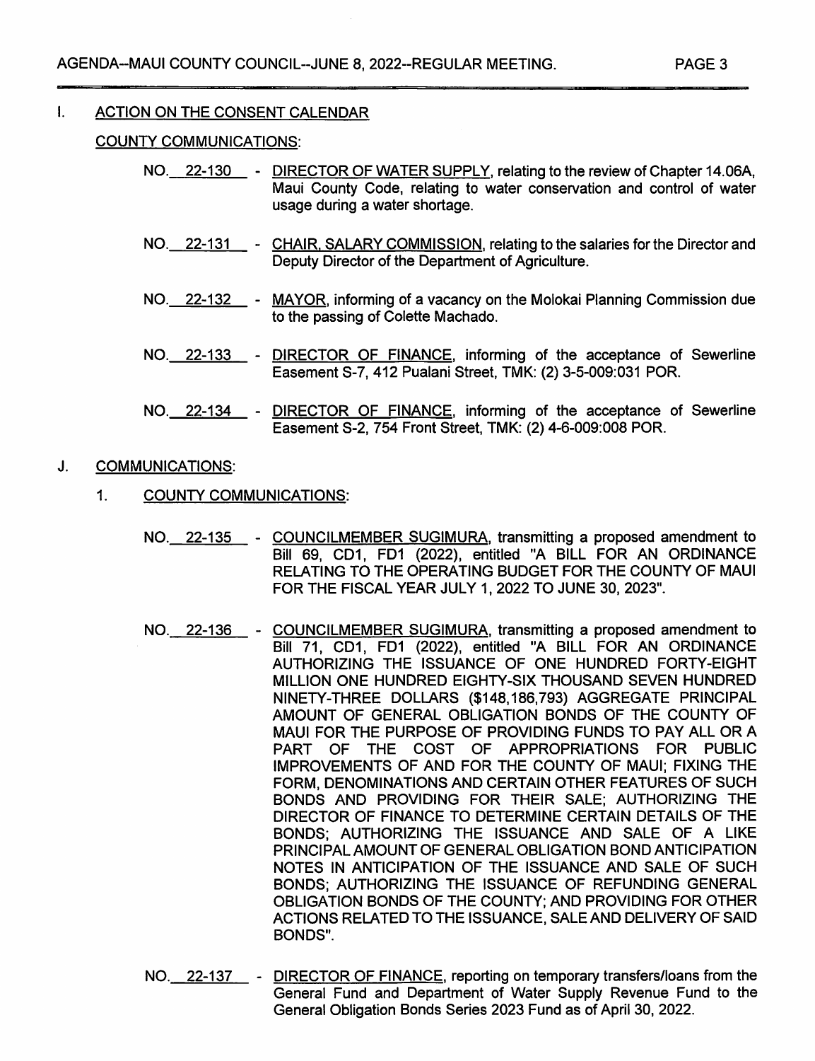## I. ACTION ON THE CONSENT CALENDAR

COUNTY COMMUNICATIONS:

NO. 22-130 - DIRECTOR OF WATER SUPPLY, relating to the review of Chapter 14.06A, Maui County Code, relating to water conservation and control of water usage during a water shortage.

NO. 22-131 - CHAIR, SALARY COMMISSION, relating to the salaries for the Director and Deputy Director of the Department of Agriculture.

NO. 22-132 - MAYOR, informing of a vacancy on the Molokai Planning Commission due to the passing of Colette Machado.

NO. 22-133 - DIRECTOR OF FINANCE, informing of the acceptance of Sewerline Easement S-7, 412 Pualani Street, TMK: (2) 3-5-009:031 POR.

NO. 22-134 - DIRECTOR OF FINANCE, informing of the acceptance of Sewerline Easement S-2, 754 Front Street, TMK: (2) 4-6-009:008 POR.

## J. COMMUNICATIONS:

### 1. COUNTY COMMUNICATIONS:

NO. 22-135 - COUNCILMEMBER SUGIMURA, transmitting a proposed amendment to Bill 69, CD1, FD1 (2022), entitled "A BILL FOR AN ORDINANCE RELATING TO THE OPERATING BUDGET FOR THE COUNTY OF MAUI FOR THE FISCAL YEAR JULY 1, 2022 TO JUNE 30, 2023".

NO. 22-136 - COUNCILMEMBER SUGIMURA, transmitting a proposed amendment to Bill 71, CD1, FD1 (2022), entitled "A BILL FOR AN ORDINANCE AUTHORIZING THE ISSUANCE OF ONE HUNDRED FORTY-EIGHT MILLION ONE HUNDRED EIGHTY-SIX THOUSAND SEVEN HUNDRED NINETY-THREE DOLLARS ($148,186,793) AGGREGATE PRINCIPAL AMOUNT OF GENERAL OBLIGATION BONDS OF THE COUNTY OF MAUI FOR THE PURPOSE OF PROVIDING FUNDS TO PAY ALL OR A PART OF THE COST OF APPROPRIATIONS FOR PUBLIC IMPROVEMENTS OF AND FOR THE COUNTY OF MAUI; FIXING THE FORM, DENOMINATIONS AND CERTAIN OTHER FEATURES OF SUCH BONDS AND PROVIDING FOR THEIR SALE; AUTHORIZING THE DIRECTOR OF FINANCE TO DETERMINE CERTAIN DETAILS OF THE BONDS; AUTHORIZING THE ISSUANCE AND SALE OF A LIKE PRINCIPAL AMOUNT OF GENERAL OBLIGATION BOND ANTICIPATION NOTES IN ANTICIPATION OF THE ISSUANCE AND SALE OF SUCH BONDS; AUTHORIZING THE ISSUANCE OF REFUNDING GENERAL OBLIGATION BONDS OF THE COUNTY; AND PROVIDING FOR OTHER ACTIONS RELATED TO THE ISSUANCE, SALE AND DELIVERY OF SAID BONDS".

NO. 22-137 - DIRECTOR OF FINANCE, reporting on temporary transfers/loans from the General Fund and Department of Water Supply Revenue Fund to the General Obligation Bonds Series 2023 Fund as of April 30, 2022.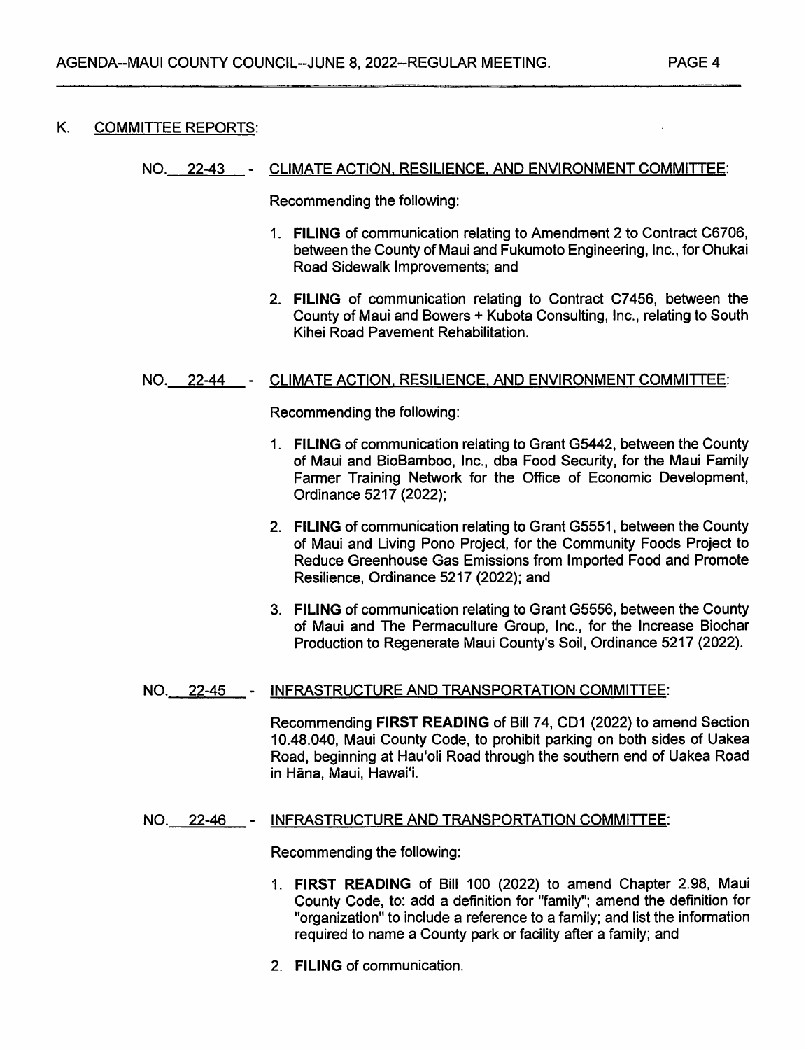## K. COMMITTEE REPORTS:

NO. 22-43 - CLIMATE ACTION, RESILIENCE, AND ENVIRONMENT COMMITTEE:

Recommending the following:

1. **FILING** of communication relating to Amendment 2 to Contract C6706, between the County of Maui and Fukumoto Engineering, Inc., for Ohukai Road Sidewalk Improvements; and
2. **FILING** of communication relating to Contract C7456, between the County of Maui and Bowers + Kubota Consulting, Inc., relating to South Kihei Road Pavement Rehabilitation.

NO. 22-44 - CLIMATE ACTION, RESILIENCE, AND ENVIRONMENT COMMITTEE:

Recommending the following:

1. **FILING** of communication relating to Grant G5442, between the County of Maui and BioBamboo, Inc., dba Food Security, for the Maui Family Farmer Training Network for the Office of Economic Development, Ordinance 5217 (2022);
2. **FILING** of communication relating to Grant G5551, between the County of Maui and Living Pono Project, for the Community Foods Project to Reduce Greenhouse Gas Emissions from Imported Food and Promote Resilience, Ordinance 5217 (2022); and
3. **FILING** of communication relating to Grant G5556, between the County of Maui and The Permaculture Group, Inc., for the Increase Biochar Production to Regenerate Maui County's Soil, Ordinance 5217 (2022).

NO. 22-45 - INFRASTRUCTURE AND TRANSPORTATION COMMITTEE:

Recommending **FIRST READING** of Bill 74, CD1 (2022) to amend Section 10.48.040, Maui County Code, to prohibit parking on both sides of Uakea Road, beginning at Hau'oli Road through the southern end of Uakea Road in Hāna, Maui, Hawai'i.

NO. 22-46 - INFRASTRUCTURE AND TRANSPORTATION COMMITTEE:

Recommending the following:

1. **FIRST READING** of Bill 100 (2022) to amend Chapter 2.98, Maui County Code, to: add a definition for "family"; amend the definition for "organization" to include a reference to a family; and list the information required to name a County park or facility after a family; and
2. **FILING** of communication.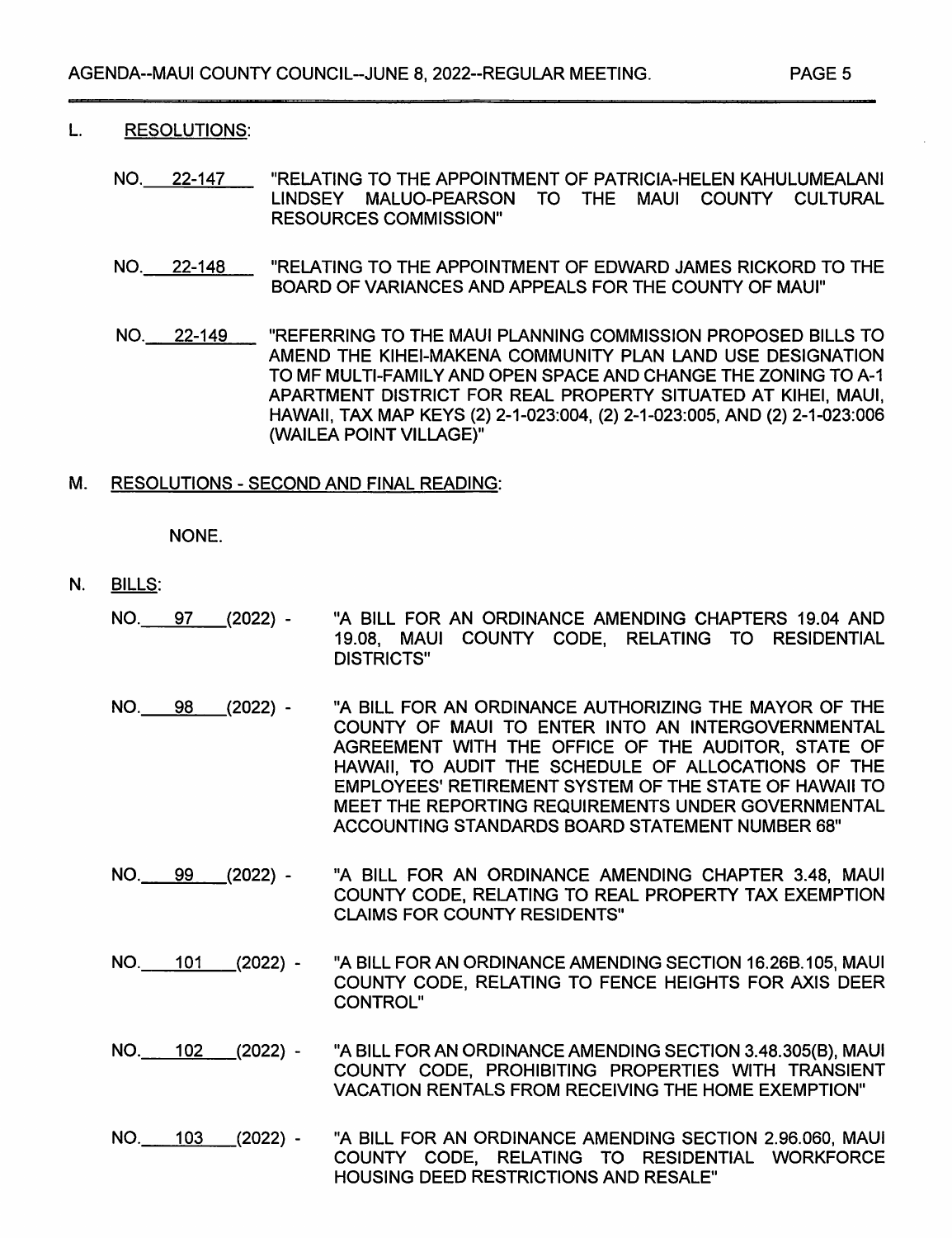## L. RESOLUTIONS:

NO. 22-147 "RELATING TO THE APPOINTMENT OF PATRICIA-HELEN KAHULUMEALANI LINDSEY MALUO-PEARSON TO THE MAUI COUNTY CULTURAL RESOURCES COMMISSION"

NO. 22-148 "RELATING TO THE APPOINTMENT OF EDWARD JAMES RICKORD TO THE BOARD OF VARIANCES AND APPEALS FOR THE COUNTY OF MAUI"

NO. 22-149 "REFERRING TO THE MAUI PLANNING COMMISSION PROPOSED BILLS TO AMEND THE KIHEI-MAKENA COMMUNITY PLAN LAND USE DESIGNATION TO MF MULTI-FAMILY AND OPEN SPACE AND CHANGE THE ZONING TO A-1 APARTMENT DISTRICT FOR REAL PROPERTY SITUATED AT KIHEI, MAUI, HAWAII, TAX MAP KEYS (2) 2-1-023:004, (2) 2-1-023:005, AND (2) 2-1-023:006 (WAILEA POINT VILLAGE)"

## M. RESOLUTIONS - SECOND AND FINAL READING:

NONE.

## N. BILLS:

NO. 97 (2022) - "A BILL FOR AN ORDINANCE AMENDING CHAPTERS 19.04 AND 19.08, MAUI COUNTY CODE, RELATING TO RESIDENTIAL DISTRICTS"

NO. 98 (2022) - "A BILL FOR AN ORDINANCE AUTHORIZING THE MAYOR OF THE COUNTY OF MAUI TO ENTER INTO AN INTERGOVERNMENTAL AGREEMENT WITH THE OFFICE OF THE AUDITOR, STATE OF HAWAII, TO AUDIT THE SCHEDULE OF ALLOCATIONS OF THE EMPLOYEES' RETIREMENT SYSTEM OF THE STATE OF HAWAII TO MEET THE REPORTING REQUIREMENTS UNDER GOVERNMENTAL ACCOUNTING STANDARDS BOARD STATEMENT NUMBER 68"

NO. 99 (2022) - "A BILL FOR AN ORDINANCE AMENDING CHAPTER 3.48, MAUI COUNTY CODE, RELATING TO REAL PROPERTY TAX EXEMPTION CLAIMS FOR COUNTY RESIDENTS"

NO. 101 (2022) - "A BILL FOR AN ORDINANCE AMENDING SECTION 16.26B.105, MAUI COUNTY CODE, RELATING TO FENCE HEIGHTS FOR AXIS DEER CONTROL"

NO. 102 (2022) - "A BILL FOR AN ORDINANCE AMENDING SECTION 3.48.305(B), MAUI COUNTY CODE, PROHIBITING PROPERTIES WITH TRANSIENT VACATION RENTALS FROM RECEIVING THE HOME EXEMPTION"

NO. 103 (2022) - "A BILL FOR AN ORDINANCE AMENDING SECTION 2.96.060, MAUI COUNTY CODE, RELATING TO RESIDENTIAL WORKFORCE HOUSING DEED RESTRICTIONS AND RESALE"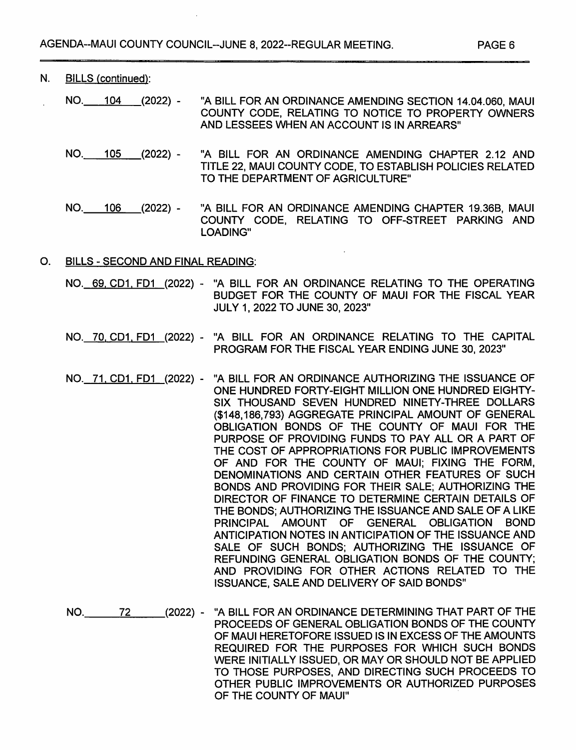N. BILLS (continued):

NO. 104 (2022) - "A BILL FOR AN ORDINANCE AMENDING SECTION 14.04.060, MAUI COUNTY CODE, RELATING TO NOTICE TO PROPERTY OWNERS AND LESSEES WHEN AN ACCOUNT IS IN ARREARS"

NO. 105 (2022) - "A BILL FOR AN ORDINANCE AMENDING CHAPTER 2.12 AND TITLE 22, MAUI COUNTY CODE, TO ESTABLISH POLICIES RELATED TO THE DEPARTMENT OF AGRICULTURE"

NO. 106 (2022) - "A BILL FOR AN ORDINANCE AMENDING CHAPTER 19.36B, MAUI COUNTY CODE, RELATING TO OFF-STREET PARKING AND LOADING"

O. BILLS - SECOND AND FINAL READING:

NO. 69, CD1, FD1 (2022) - "A BILL FOR AN ORDINANCE RELATING TO THE OPERATING BUDGET FOR THE COUNTY OF MAUI FOR THE FISCAL YEAR JULY 1, 2022 TO JUNE 30, 2023"

NO. 70, CD1, FD1 (2022) - "A BILL FOR AN ORDINANCE RELATING TO THE CAPITAL PROGRAM FOR THE FISCAL YEAR ENDING JUNE 30, 2023"

NO. 71, CD1, FD1 (2022) - "A BILL FOR AN ORDINANCE AUTHORIZING THE ISSUANCE OF ONE HUNDRED FORTY-EIGHT MILLION ONE HUNDRED EIGHTY-SIX THOUSAND SEVEN HUNDRED NINETY-THREE DOLLARS ($148,186,793) AGGREGATE PRINCIPAL AMOUNT OF GENERAL OBLIGATION BONDS OF THE COUNTY OF MAUI FOR THE PURPOSE OF PROVIDING FUNDS TO PAY ALL OR A PART OF THE COST OF APPROPRIATIONS FOR PUBLIC IMPROVEMENTS OF AND FOR THE COUNTY OF MAUI; FIXING THE FORM, DENOMINATIONS AND CERTAIN OTHER FEATURES OF SUCH BONDS AND PROVIDING FOR THEIR SALE; AUTHORIZING THE DIRECTOR OF FINANCE TO DETERMINE CERTAIN DETAILS OF THE BONDS; AUTHORIZING THE ISSUANCE AND SALE OF A LIKE PRINCIPAL AMOUNT OF GENERAL OBLIGATION BOND ANTICIPATION NOTES IN ANTICIPATION OF THE ISSUANCE AND SALE OF SUCH BONDS; AUTHORIZING THE ISSUANCE OF REFUNDING GENERAL OBLIGATION BONDS OF THE COUNTY; AND PROVIDING FOR OTHER ACTIONS RELATED TO THE ISSUANCE, SALE AND DELIVERY OF SAID BONDS"

NO. 72 (2022) - "A BILL FOR AN ORDINANCE DETERMINING THAT PART OF THE PROCEEDS OF GENERAL OBLIGATION BONDS OF THE COUNTY OF MAUI HERETOFORE ISSUED IS IN EXCESS OF THE AMOUNTS REQUIRED FOR THE PURPOSES FOR WHICH SUCH BONDS WERE INITIALLY ISSUED, OR MAY OR SHOULD NOT BE APPLIED TO THOSE PURPOSES, AND DIRECTING SUCH PROCEEDS TO OTHER PUBLIC IMPROVEMENTS OR AUTHORIZED PURPOSES OF THE COUNTY OF MAUI"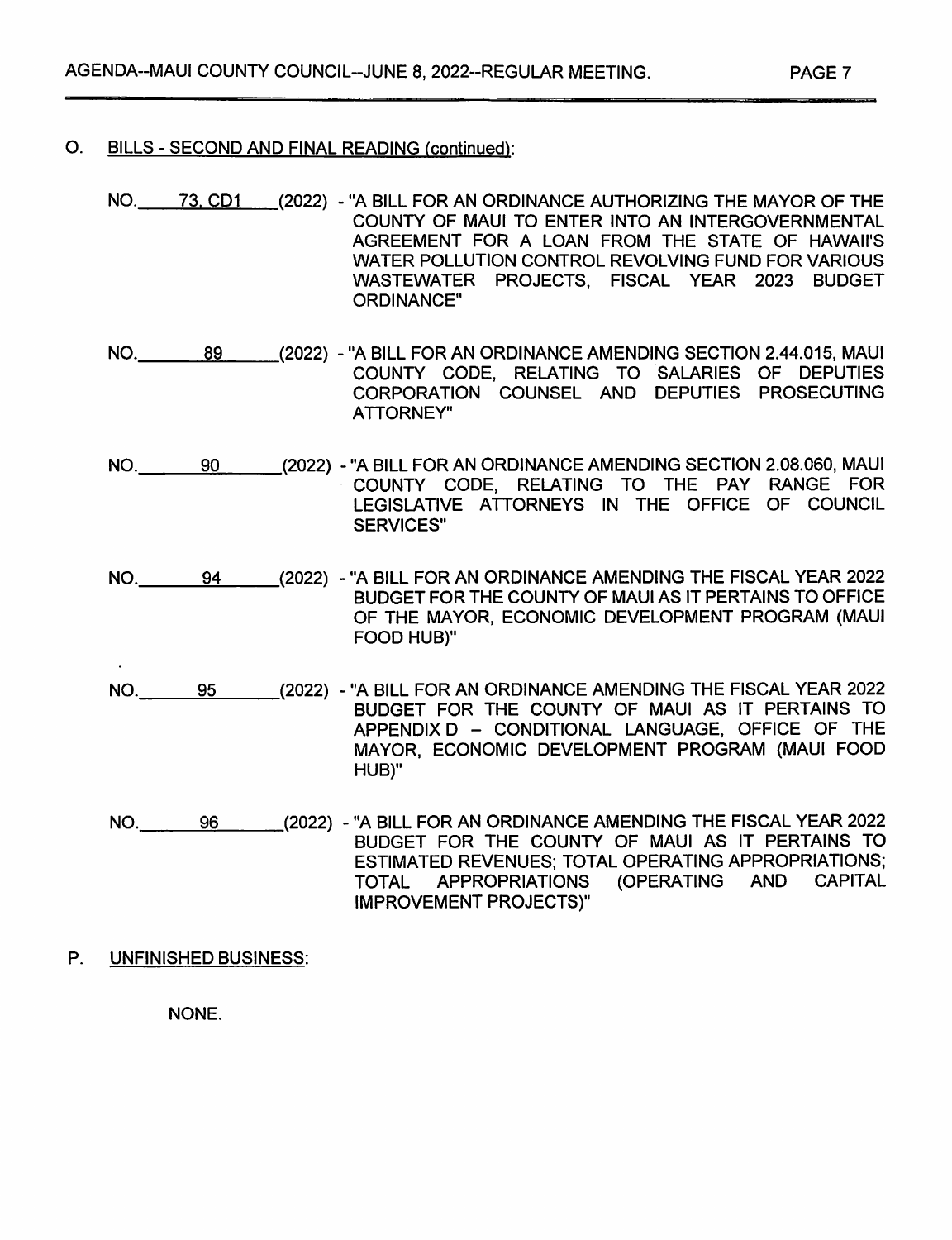## O. BILLS - SECOND AND FINAL READING (continued):

NO. 73, CD1 (2022) - "A BILL FOR AN ORDINANCE AUTHORIZING THE MAYOR OF THE COUNTY OF MAUI TO ENTER INTO AN INTERGOVERNMENTAL AGREEMENT FOR A LOAN FROM THE STATE OF HAWAII'S WATER POLLUTION CONTROL REVOLVING FUND FOR VARIOUS WASTEWATER PROJECTS, FISCAL YEAR 2023 BUDGET ORDINANCE"

NO. 89 (2022) - "A BILL FOR AN ORDINANCE AMENDING SECTION 2.44.015, MAUI COUNTY CODE, RELATING TO SALARIES OF DEPUTIES CORPORATION COUNSEL AND DEPUTIES PROSECUTING ATTORNEY"

NO. 90 (2022) - "A BILL FOR AN ORDINANCE AMENDING SECTION 2.08.060, MAUI COUNTY CODE, RELATING TO THE PAY RANGE FOR LEGISLATIVE ATTORNEYS IN THE OFFICE OF COUNCIL SERVICES"

NO. 94 (2022) - "A BILL FOR AN ORDINANCE AMENDING THE FISCAL YEAR 2022 BUDGET FOR THE COUNTY OF MAUI AS IT PERTAINS TO OFFICE OF THE MAYOR, ECONOMIC DEVELOPMENT PROGRAM (MAUI FOOD HUB)"

NO. 95 (2022) - "A BILL FOR AN ORDINANCE AMENDING THE FISCAL YEAR 2022 BUDGET FOR THE COUNTY OF MAUI AS IT PERTAINS TO APPENDIX D – CONDITIONAL LANGUAGE, OFFICE OF THE MAYOR, ECONOMIC DEVELOPMENT PROGRAM (MAUI FOOD HUB)"

NO. 96 (2022) - "A BILL FOR AN ORDINANCE AMENDING THE FISCAL YEAR 2022 BUDGET FOR THE COUNTY OF MAUI AS IT PERTAINS TO ESTIMATED REVENUES; TOTAL OPERATING APPROPRIATIONS; TOTAL APPROPRIATIONS (OPERATING AND CAPITAL IMPROVEMENT PROJECTS)"

## P. UNFINISHED BUSINESS:

NONE.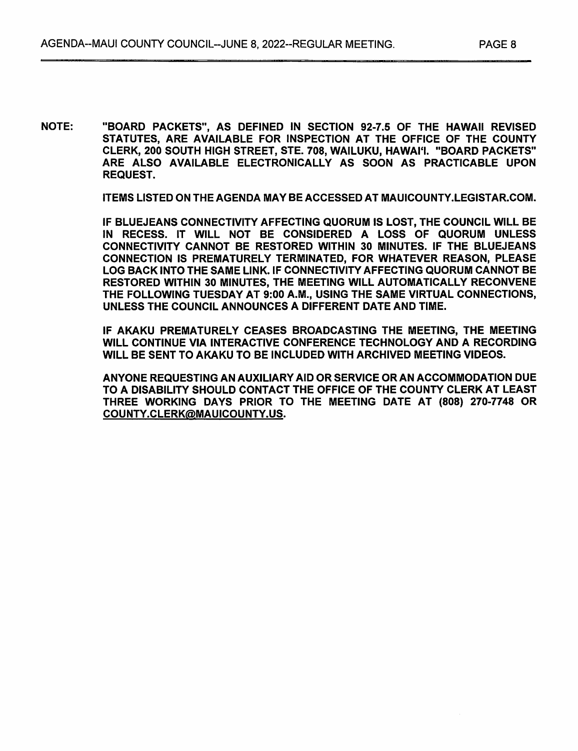**NOTE:** "BOARD PACKETS", AS DEFINED IN SECTION 92-7.5 OF THE HAWAII REVISED STATUTES, ARE AVAILABLE FOR INSPECTION AT THE OFFICE OF THE COUNTY CLERK, 200 SOUTH HIGH STREET, STE. 708, WAILUKU, HAWAIʻI. "BOARD PACKETS" ARE ALSO AVAILABLE ELECTRONICALLY AS SOON AS PRACTICABLE UPON REQUEST.

ITEMS LISTED ON THE AGENDA MAY BE ACCESSED AT MAUICOUNTY.LEGISTAR.COM.

IF BLUEJEANS CONNECTIVITY AFFECTING QUORUM IS LOST, THE COUNCIL WILL BE IN RECESS. IT WILL NOT BE CONSIDERED A LOSS OF QUORUM UNLESS CONNECTIVITY CANNOT BE RESTORED WITHIN 30 MINUTES. IF THE BLUEJEANS CONNECTION IS PREMATURELY TERMINATED, FOR WHATEVER REASON, PLEASE LOG BACK INTO THE SAME LINK. IF CONNECTIVITY AFFECTING QUORUM CANNOT BE RESTORED WITHIN 30 MINUTES, THE MEETING WILL AUTOMATICALLY RECONVENE THE FOLLOWING TUESDAY AT 9:00 A.M., USING THE SAME VIRTUAL CONNECTIONS, UNLESS THE COUNCIL ANNOUNCES A DIFFERENT DATE AND TIME.

IF AKAKU PREMATURELY CEASES BROADCASTING THE MEETING, THE MEETING WILL CONTINUE VIA INTERACTIVE CONFERENCE TECHNOLOGY AND A RECORDING WILL BE SENT TO AKAKU TO BE INCLUDED WITH ARCHIVED MEETING VIDEOS.

ANYONE REQUESTING AN AUXILIARY AID OR SERVICE OR AN ACCOMMODATION DUE TO A DISABILITY SHOULD CONTACT THE OFFICE OF THE COUNTY CLERK AT LEAST THREE WORKING DAYS PRIOR TO THE MEETING DATE AT (808) 270-7748 OR COUNTY.CLERK@MAUICOUNTY.US.